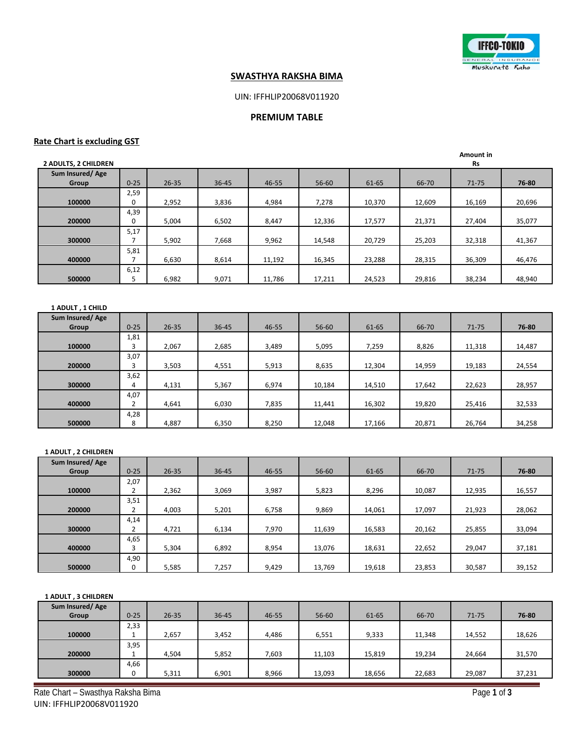## SWASTHYA RAKSHA BIMA

UIN: IFFHLIP20068V011920

**PREMIUM TABLE**

**Rate Chart is excluding GST**

**2 ADULTS, 2 CHILDREN** — **Amount in Rs**

| Sum Insured/ Age Group | 0-25 | 26-35 | 36-45 | 46-55 | 56-60 | 61-65 | 66-70 | 71-75 | 76-80 |
|---|---|---|---|---|---|---|---|---|---|
| 100000 | 2,590 | 2,952 | 3,836 | 4,984 | 7,278 | 10,370 | 12,609 | 16,169 | 20,696 |
| 200000 | 4,390 | 5,004 | 6,502 | 8,447 | 12,336 | 17,577 | 21,371 | 27,404 | 35,077 |
| 300000 | 5,177 | 5,902 | 7,668 | 9,962 | 14,548 | 20,729 | 25,203 | 32,318 | 41,367 |
| 400000 | 5,817 | 6,630 | 8,614 | 11,192 | 16,345 | 23,288 | 28,315 | 36,309 | 46,476 |
| 500000 | 6,125 | 6,982 | 9,071 | 11,786 | 17,211 | 24,523 | 29,816 | 38,234 | 48,940 |

**1 ADULT , 1 CHILD**

| Sum Insured/ Age Group | 0-25 | 26-35 | 36-45 | 46-55 | 56-60 | 61-65 | 66-70 | 71-75 | 76-80 |
|---|---|---|---|---|---|---|---|---|---|
| 100000 | 1,813 | 2,067 | 2,685 | 3,489 | 5,095 | 7,259 | 8,826 | 11,318 | 14,487 |
| 200000 | 3,073 | 3,503 | 4,551 | 5,913 | 8,635 | 12,304 | 14,959 | 19,183 | 24,554 |
| 300000 | 3,624 | 4,131 | 5,367 | 6,974 | 10,184 | 14,510 | 17,642 | 22,623 | 28,957 |
| 400000 | 4,072 | 4,641 | 6,030 | 7,835 | 11,441 | 16,302 | 19,820 | 25,416 | 32,533 |
| 500000 | 4,288 | 4,887 | 6,350 | 8,250 | 12,048 | 17,166 | 20,871 | 26,764 | 34,258 |

**1 ADULT , 2 CHILDREN**

| Sum Insured/ Age Group | 0-25 | 26-35 | 36-45 | 46-55 | 56-60 | 61-65 | 66-70 | 71-75 | 76-80 |
|---|---|---|---|---|---|---|---|---|---|
| 100000 | 2,072 | 2,362 | 3,069 | 3,987 | 5,823 | 8,296 | 10,087 | 12,935 | 16,557 |
| 200000 | 3,512 | 4,003 | 5,201 | 6,758 | 9,869 | 14,061 | 17,097 | 21,923 | 28,062 |
| 300000 | 4,142 | 4,721 | 6,134 | 7,970 | 11,639 | 16,583 | 20,162 | 25,855 | 33,094 |
| 400000 | 4,653 | 5,304 | 6,892 | 8,954 | 13,076 | 18,631 | 22,652 | 29,047 | 37,181 |
| 500000 | 4,900 | 5,585 | 7,257 | 9,429 | 13,769 | 19,618 | 23,853 | 30,587 | 39,152 |

**1 ADULT , 3 CHILDREN**

| Sum Insured/ Age Group | 0-25 | 26-35 | 36-45 | 46-55 | 56-60 | 61-65 | 66-70 | 71-75 | 76-80 |
|---|---|---|---|---|---|---|---|---|---|
| 100000 | 2,331 | 2,657 | 3,452 | 4,486 | 6,551 | 9,333 | 11,348 | 14,552 | 18,626 |
| 200000 | 3,951 | 4,504 | 5,852 | 7,603 | 11,103 | 15,819 | 19,234 | 24,664 | 31,570 |
| 300000 | 4,660 | 5,311 | 6,901 | 8,966 | 13,093 | 18,656 | 22,683 | 29,087 | 37,231 |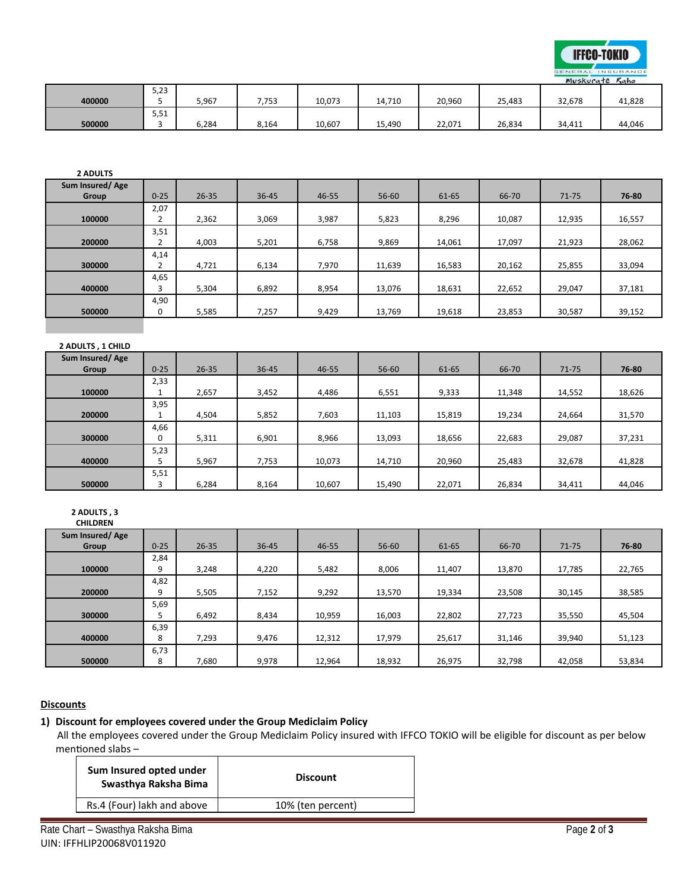| | | | | | | | | | |
|---|---|---|---|---|---|---|---|---|---|
| 400000 | 5,235 | 5,967 | 7,753 | 10,073 | 14,710 | 20,960 | 25,483 | 32,678 | 41,828 |
| 500000 | 5,513 | 6,284 | 8,164 | 10,607 | 15,490 | 22,071 | 26,834 | 34,411 | 44,046 |

**2 ADULTS**

| Sum Insured/ Age Group | 0-25 | 26-35 | 36-45 | 46-55 | 56-60 | 61-65 | 66-70 | 71-75 | 76-80 |
|---|---|---|---|---|---|---|---|---|---|
| 100000 | 2,072 | 2,362 | 3,069 | 3,987 | 5,823 | 8,296 | 10,087 | 12,935 | 16,557 |
| 200000 | 3,512 | 4,003 | 5,201 | 6,758 | 9,869 | 14,061 | 17,097 | 21,923 | 28,062 |
| 300000 | 4,142 | 4,721 | 6,134 | 7,970 | 11,639 | 16,583 | 20,162 | 25,855 | 33,094 |
| 400000 | 4,653 | 5,304 | 6,892 | 8,954 | 13,076 | 18,631 | 22,652 | 29,047 | 37,181 |
| 500000 | 4,900 | 5,585 | 7,257 | 9,429 | 13,769 | 19,618 | 23,853 | 30,587 | 39,152 |

**2 ADULTS , 1 CHILD**

| Sum Insured/ Age Group | 0-25 | 26-35 | 36-45 | 46-55 | 56-60 | 61-65 | 66-70 | 71-75 | 76-80 |
|---|---|---|---|---|---|---|---|---|---|
| 100000 | 2,331 | 2,657 | 3,452 | 4,486 | 6,551 | 9,333 | 11,348 | 14,552 | 18,626 |
| 200000 | 3,951 | 4,504 | 5,852 | 7,603 | 11,103 | 15,819 | 19,234 | 24,664 | 31,570 |
| 300000 | 4,660 | 5,311 | 6,901 | 8,966 | 13,093 | 18,656 | 22,683 | 29,087 | 37,231 |
| 400000 | 5,235 | 5,967 | 7,753 | 10,073 | 14,710 | 20,960 | 25,483 | 32,678 | 41,828 |
| 500000 | 5,513 | 6,284 | 8,164 | 10,607 | 15,490 | 22,071 | 26,834 | 34,411 | 44,046 |

**2 ADULTS , 3 CHILDREN**

| Sum Insured/ Age Group | 0-25 | 26-35 | 36-45 | 46-55 | 56-60 | 61-65 | 66-70 | 71-75 | 76-80 |
|---|---|---|---|---|---|---|---|---|---|
| 100000 | 2,849 | 3,248 | 4,220 | 5,482 | 8,006 | 11,407 | 13,870 | 17,785 | 22,765 |
| 200000 | 4,829 | 5,505 | 7,152 | 9,292 | 13,570 | 19,334 | 23,508 | 30,145 | 38,585 |
| 300000 | 5,695 | 6,492 | 8,434 | 10,959 | 16,003 | 22,802 | 27,723 | 35,550 | 45,504 |
| 400000 | 6,398 | 7,293 | 9,476 | 12,312 | 17,979 | 25,617 | 31,146 | 39,940 | 51,123 |
| 500000 | 6,738 | 7,680 | 9,978 | 12,964 | 18,932 | 26,975 | 32,798 | 42,058 | 53,834 |

## Discounts

**1) Discount for employees covered under the Group Mediclaim Policy**

All the employees covered under the Group Mediclaim Policy insured with IFFCO TOKIO will be eligible for discount as per below mentioned slabs –

| Sum Insured opted under Swasthya Raksha Bima | Discount |
|---|---|
| Rs.4 (Four) lakh and above | 10% (ten percent) |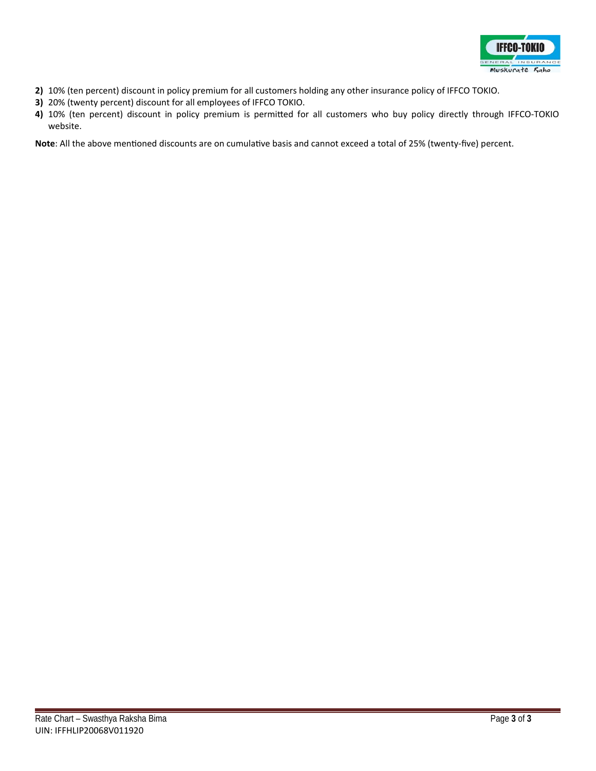2) 10% (ten percent) discount in policy premium for all customers holding any other insurance policy of IFFCO TOKIO.
3) 20% (twenty percent) discount for all employees of IFFCO TOKIO.
4) 10% (ten percent) discount in policy premium is permitted for all customers who buy policy directly through IFFCO-TOKIO website.

**Note**: All the above mentioned discounts are on cumulative basis and cannot exceed a total of 25% (twenty-five) percent.